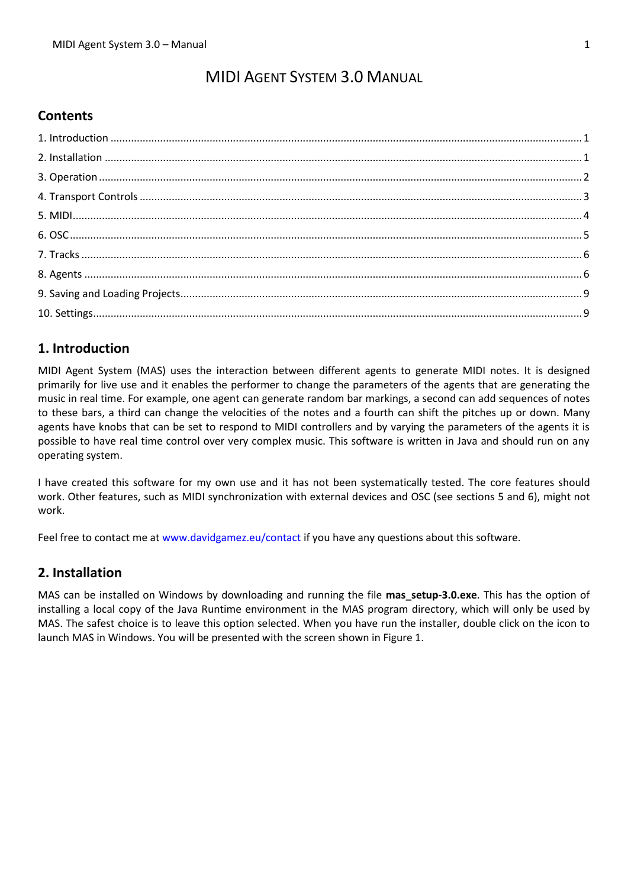# MIDI Agent System 3.0 Manual

## Contents

1. Introduction ........ 1
2. Installation ........ 1
3. Operation ........ 2
4. Transport Controls ........ 3
5. MIDI ........ 4
6. OSC ........ 5
7. Tracks ........ 6
8. Agents ........ 6
9. Saving and Loading Projects ........ 9
10. Settings ........ 9

## 1. Introduction

MIDI Agent System (MAS) uses the interaction between different agents to generate MIDI notes. It is designed primarily for live use and it enables the performer to change the parameters of the agents that are generating the music in real time. For example, one agent can generate random bar markings, a second can add sequences of notes to these bars, a third can change the velocities of the notes and a fourth can shift the pitches up or down. Many agents have knobs that can be set to respond to MIDI controllers and by varying the parameters of the agents it is possible to have real time control over very complex music. This software is written in Java and should run on any operating system.

I have created this software for my own use and it has not been systematically tested. The core features should work. Other features, such as MIDI synchronization with external devices and OSC (see sections 5 and 6), might not work.

Feel free to contact me at www.davidgamez.eu/contact if you have any questions about this software.

## 2. Installation

MAS can be installed on Windows by downloading and running the file **mas_setup-3.0.exe**. This has the option of installing a local copy of the Java Runtime environment in the MAS program directory, which will only be used by MAS. The safest choice is to leave this option selected. When you have run the installer, double click on the icon to launch MAS in Windows. You will be presented with the screen shown in Figure 1.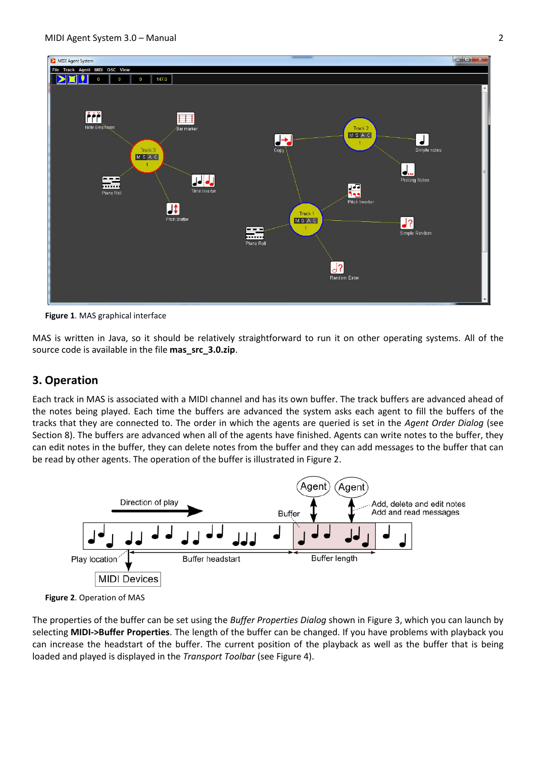**Figure 1**. MAS graphical interface

MAS is written in Java, so it should be relatively straightforward to run it on other operating systems. All of the source code is available in the file **mas_src_3.0.zip**.

## 3. Operation

Each track in MAS is associated with a MIDI channel and has its own buffer. The track buffers are advanced ahead of the notes being played. Each time the buffers are advanced the system asks each agent to fill the buffers of the tracks that they are connected to. The order in which the agents are queried is set in the *Agent Order Dialog* (see Section 8). The buffers are advanced when all of the agents have finished. Agents can write notes to the buffer, they can edit notes in the buffer, they can delete notes from the buffer and they can add messages to the buffer that can be read by other agents. The operation of the buffer is illustrated in Figure 2.

**Figure 2**. Operation of MAS

The properties of the buffer can be set using the *Buffer Properties Dialog* shown in Figure 3, which you can launch by selecting **MIDI->Buffer Properties**. The length of the buffer can be changed. If you have problems with playback you can increase the headstart of the buffer. The current position of the playback as well as the buffer that is being loaded and played is displayed in the *Transport Toolbar* (see Figure 4).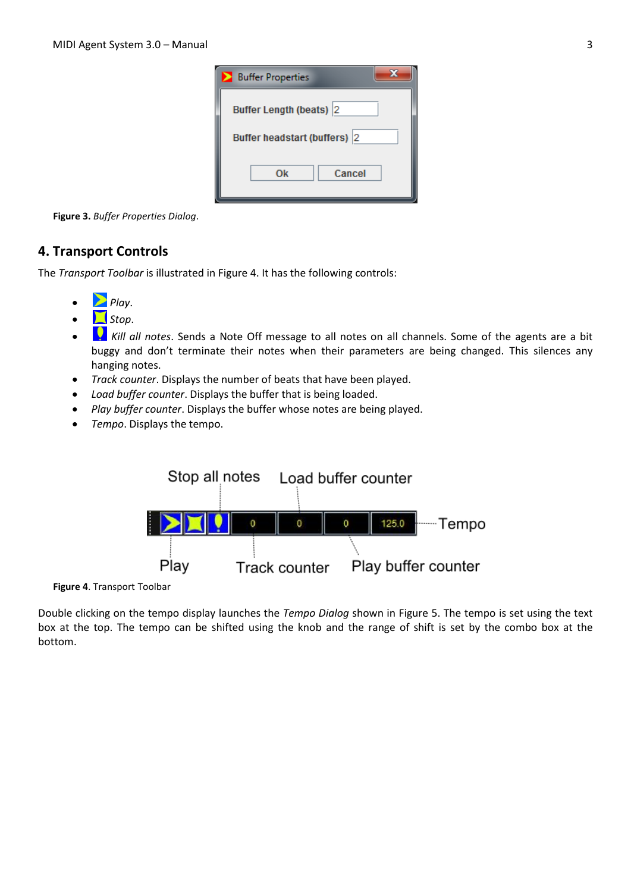**Figure 3.** *Buffer Properties Dialog*.

## 4. Transport Controls

The *Transport Toolbar* is illustrated in Figure 4. It has the following controls:

- *Play*.
- *Stop*.
- *Kill all notes*. Sends a Note Off message to all notes on all channels. Some of the agents are a bit buggy and don't terminate their notes when their parameters are being changed. This silences any hanging notes.
- *Track counter*. Displays the number of beats that have been played.
- *Load buffer counter*. Displays the buffer that is being loaded.
- *Play buffer counter*. Displays the buffer whose notes are being played.
- *Tempo*. Displays the tempo.

**Figure 4**. Transport Toolbar

Double clicking on the tempo display launches the *Tempo Dialog* shown in Figure 5. The tempo is set using the text box at the top. The tempo can be shifted using the knob and the range of shift is set by the combo box at the bottom.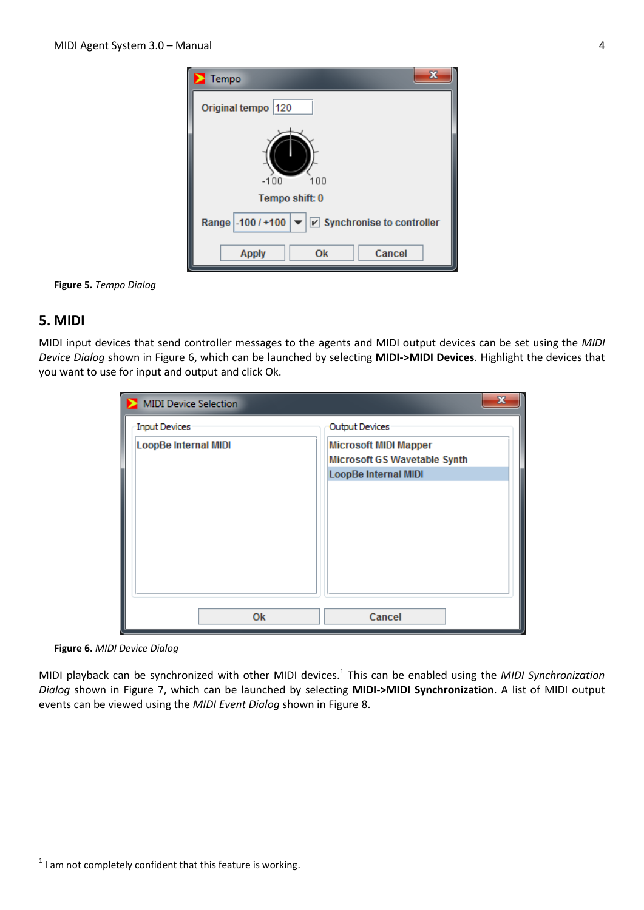**Figure 5.** *Tempo Dialog*

## 5. MIDI

MIDI input devices that send controller messages to the agents and MIDI output devices can be set using the *MIDI Device Dialog* shown in Figure 6, which can be launched by selecting **MIDI->MIDI Devices**. Highlight the devices that you want to use for input and output and click Ok.

**Figure 6.** *MIDI Device Dialog*

MIDI playback can be synchronized with other MIDI devices.[1] This can be enabled using the *MIDI Synchronization Dialog* shown in Figure 7, which can be launched by selecting **MIDI->MIDI Synchronization**. A list of MIDI output events can be viewed using the *MIDI Event Dialog* shown in Figure 8.

---

[1] I am not completely confident that this feature is working.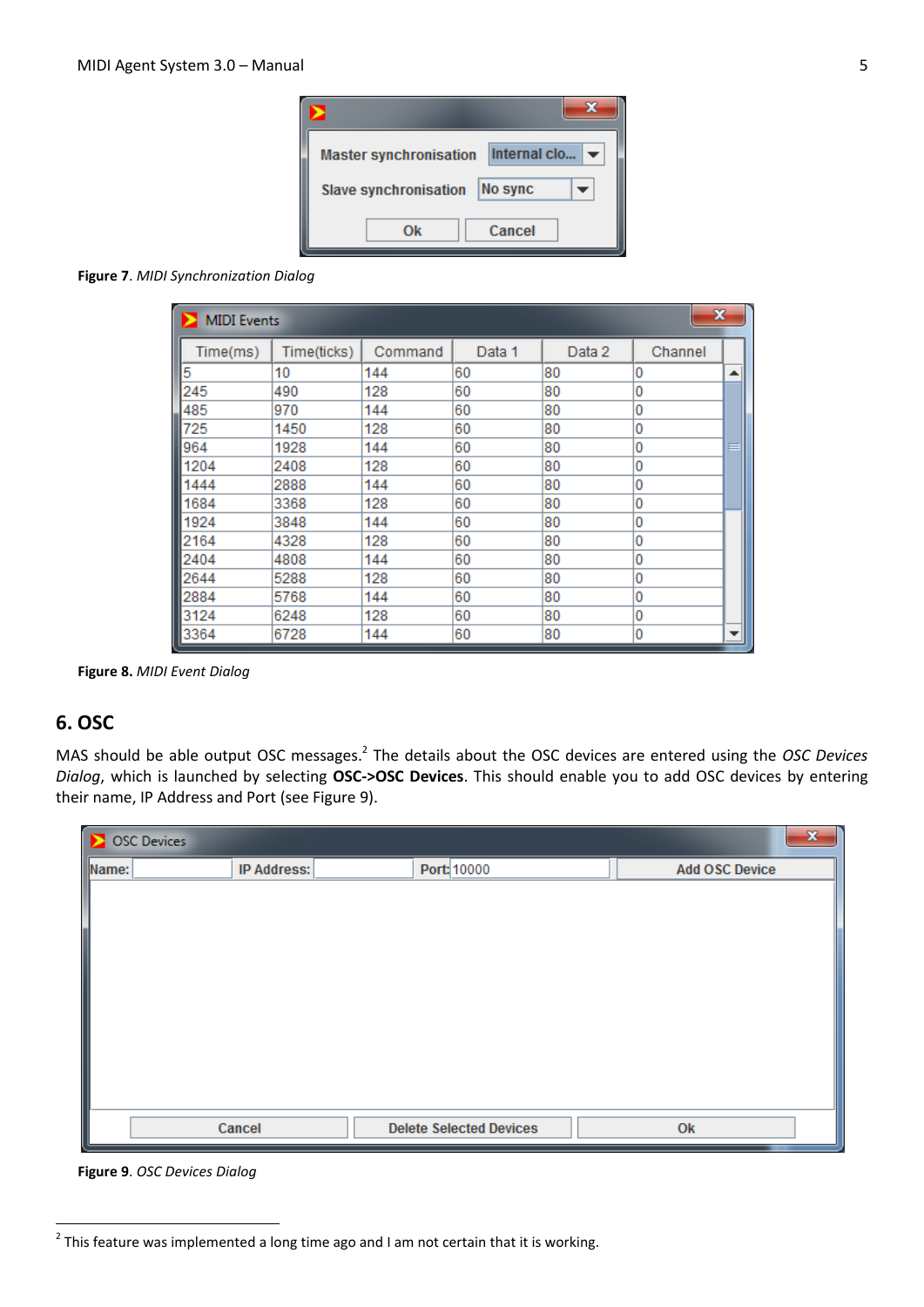Figure 7. *MIDI Synchronization Dialog*

Figure 8. *MIDI Event Dialog*

## 6. OSC

MAS should be able output OSC messages.[2] The details about the OSC devices are entered using the *OSC Devices Dialog*, which is launched by selecting **OSC->OSC Devices**. This should enable you to add OSC devices by entering their name, IP Address and Port (see Figure 9).

Figure 9. *OSC Devices Dialog*

[2] This feature was implemented a long time ago and I am not certain that it is working.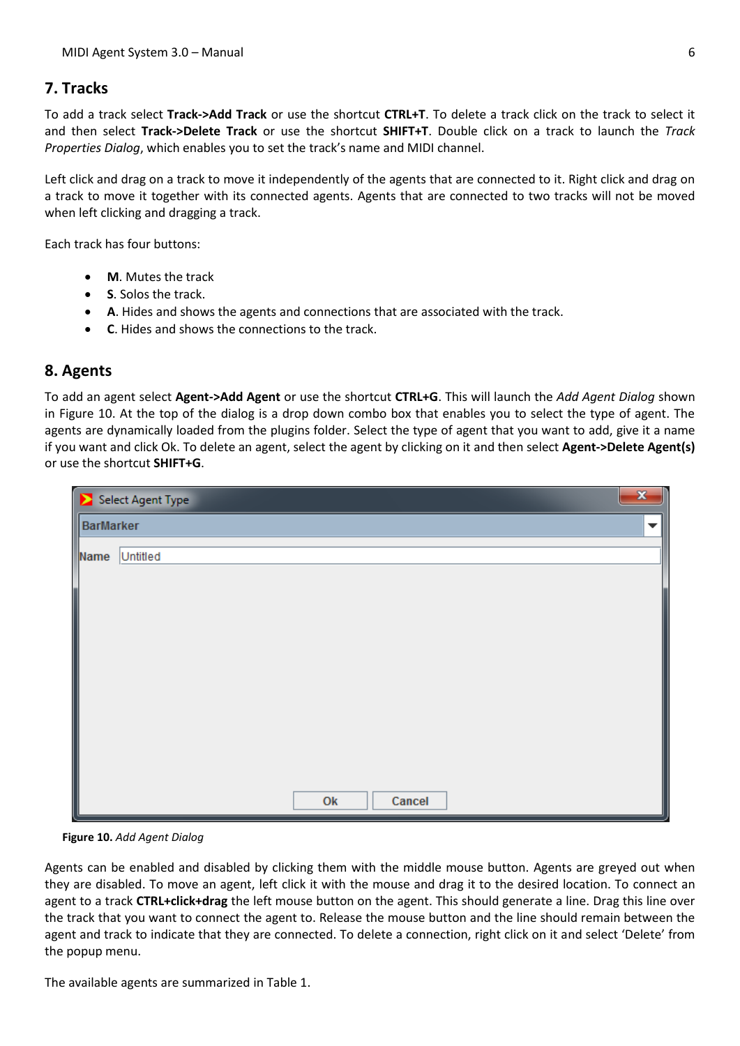## 7. Tracks

To add a track select **Track->Add Track** or use the shortcut **CTRL+T**. To delete a track click on the track to select it and then select **Track->Delete Track** or use the shortcut **SHIFT+T**. Double click on a track to launch the *Track Properties Dialog*, which enables you to set the track's name and MIDI channel.

Left click and drag on a track to move it independently of the agents that are connected to it. Right click and drag on a track to move it together with its connected agents. Agents that are connected to two tracks will not be moved when left clicking and dragging a track.

Each track has four buttons:

- **M**. Mutes the track
- **S**. Solos the track.
- **A**. Hides and shows the agents and connections that are associated with the track.
- **C**. Hides and shows the connections to the track.

## 8. Agents

To add an agent select **Agent->Add Agent** or use the shortcut **CTRL+G**. This will launch the *Add Agent Dialog* shown in Figure 10. At the top of the dialog is a drop down combo box that enables you to select the type of agent. The agents are dynamically loaded from the plugins folder. Select the type of agent that you want to add, give it a name if you want and click Ok. To delete an agent, select the agent by clicking on it and then select **Agent->Delete Agent(s)** or use the shortcut **SHIFT+G**.

**Figure 10.** *Add Agent Dialog*

Agents can be enabled and disabled by clicking them with the middle mouse button. Agents are greyed out when they are disabled. To move an agent, left click it with the mouse and drag it to the desired location. To connect an agent to a track **CTRL+click+drag** the left mouse button on the agent. This should generate a line. Drag this line over the track that you want to connect the agent to. Release the mouse button and the line should remain between the agent and track to indicate that they are connected. To delete a connection, right click on it and select 'Delete' from the popup menu.

The available agents are summarized in Table 1.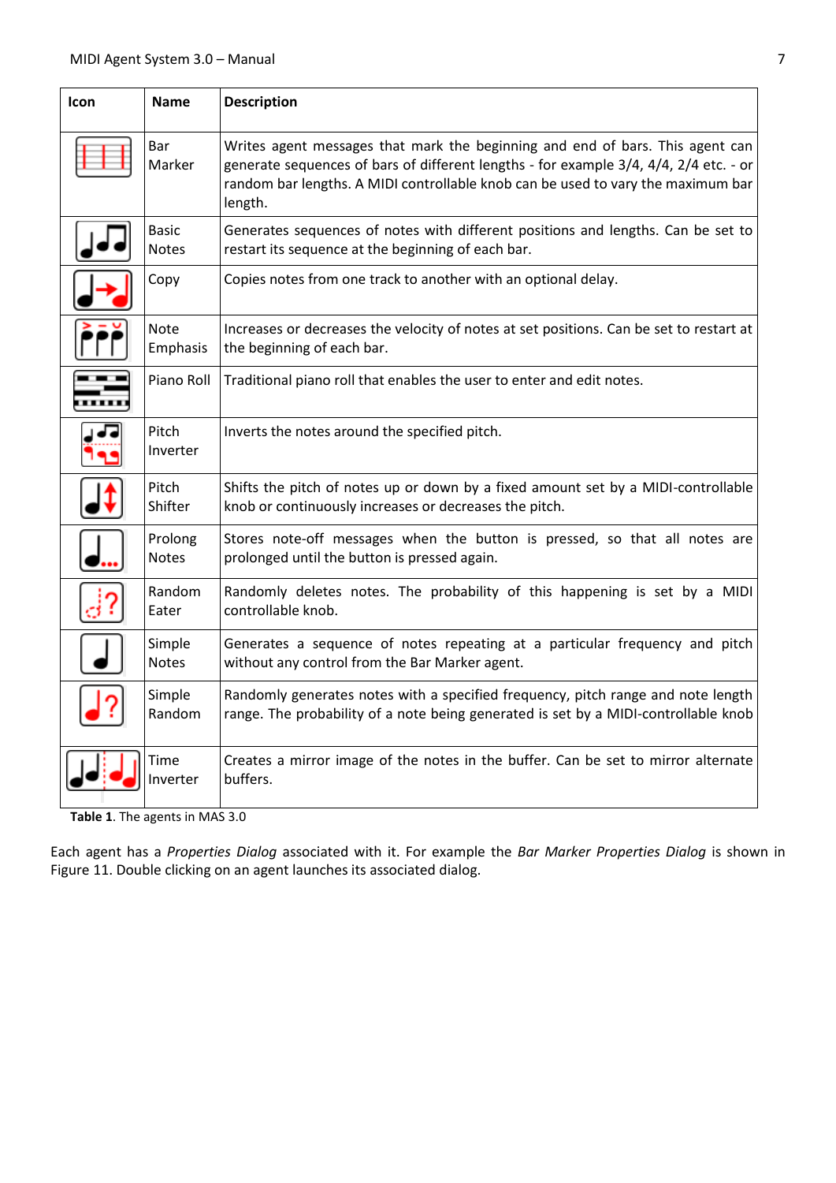| Icon | Name | Description |
|---|---|---|
| | Bar Marker | Writes agent messages that mark the beginning and end of bars. This agent can generate sequences of bars of different lengths - for example 3/4, 4/4, 2/4 etc. - or random bar lengths. A MIDI controllable knob can be used to vary the maximum bar length. |
| | Basic Notes | Generates sequences of notes with different positions and lengths. Can be set to restart its sequence at the beginning of each bar. |
| | Copy | Copies notes from one track to another with an optional delay. |
| | Note Emphasis | Increases or decreases the velocity of notes at set positions. Can be set to restart at the beginning of each bar. |
| | Piano Roll | Traditional piano roll that enables the user to enter and edit notes. |
| | Pitch Inverter | Inverts the notes around the specified pitch. |
| | Pitch Shifter | Shifts the pitch of notes up or down by a fixed amount set by a MIDI-controllable knob or continuously increases or decreases the pitch. |
| | Prolong Notes | Stores note-off messages when the button is pressed, so that all notes are prolonged until the button is pressed again. |
| | Random Eater | Randomly deletes notes. The probability of this happening is set by a MIDI controllable knob. |
| | Simple Notes | Generates a sequence of notes repeating at a particular frequency and pitch without any control from the Bar Marker agent. |
| | Simple Random | Randomly generates notes with a specified frequency, pitch range and note length range. The probability of a note being generated is set by a MIDI-controllable knob |
| | Time Inverter | Creates a mirror image of the notes in the buffer. Can be set to mirror alternate buffers. |

**Table 1**. The agents in MAS 3.0

Each agent has a *Properties Dialog* associated with it. For example the *Bar Marker Properties Dialog* is shown in Figure 11. Double clicking on an agent launches its associated dialog.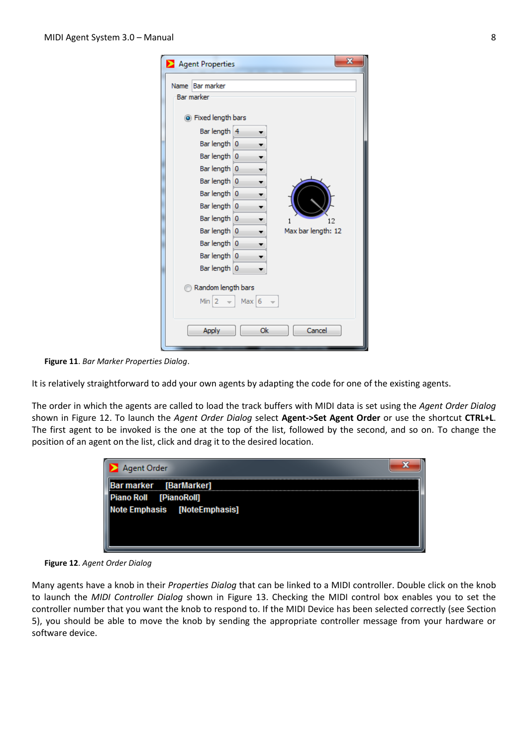**Figure 11**. *Bar Marker Properties Dialog*.

It is relatively straightforward to add your own agents by adapting the code for one of the existing agents.

The order in which the agents are called to load the track buffers with MIDI data is set using the *Agent Order Dialog* shown in Figure 12. To launch the *Agent Order Dialog* select **Agent->Set Agent Order** or use the shortcut **CTRL+L**. The first agent to be invoked is the one at the top of the list, followed by the second, and so on. To change the position of an agent on the list, click and drag it to the desired location.

**Figure 12**. *Agent Order Dialog*

Many agents have a knob in their *Properties Dialog* that can be linked to a MIDI controller. Double click on the knob to launch the *MIDI Controller Dialog* shown in Figure 13. Checking the MIDI control box enables you to set the controller number that you want the knob to respond to. If the MIDI Device has been selected correctly (see Section 5), you should be able to move the knob by sending the appropriate controller message from your hardware or software device.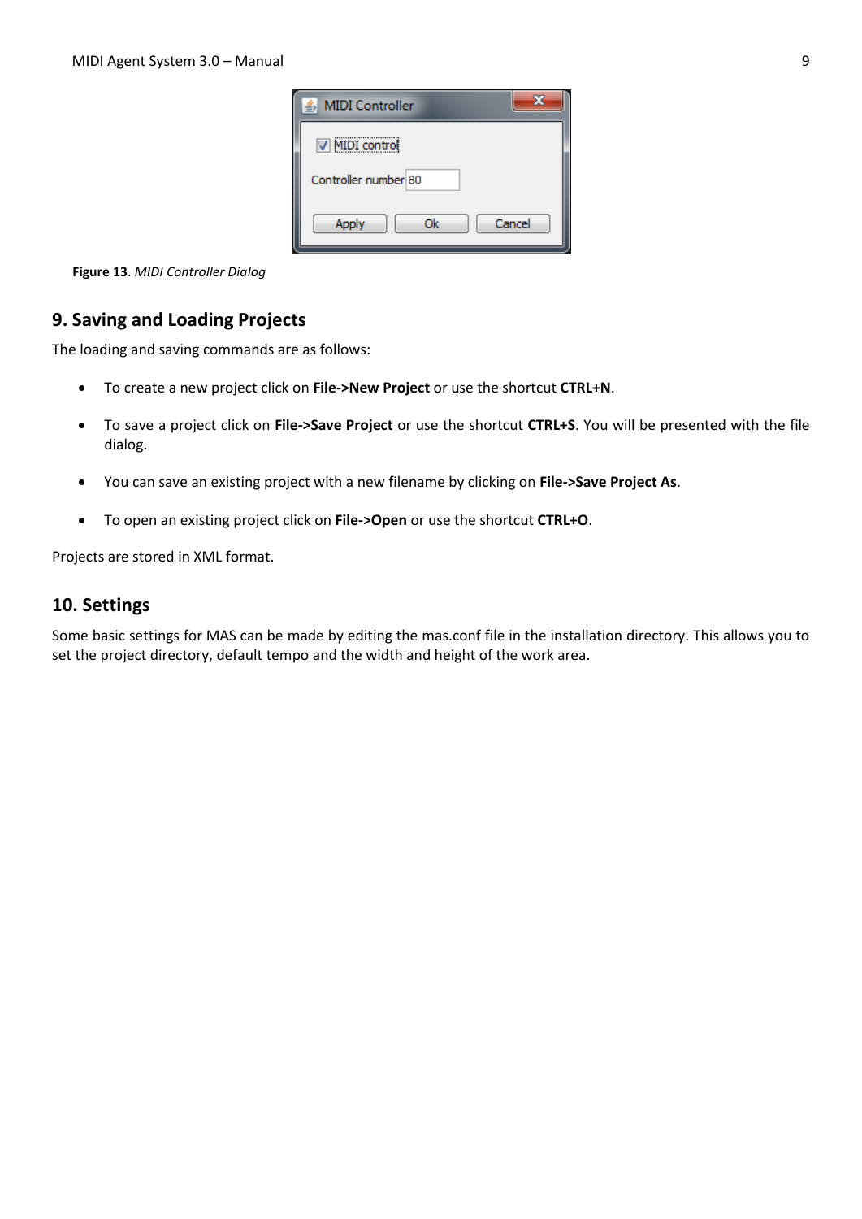**Figure 13**. *MIDI Controller Dialog*

## 9. Saving and Loading Projects

The loading and saving commands are as follows:

- To create a new project click on **File->New Project** or use the shortcut **CTRL+N**.
- To save a project click on **File->Save Project** or use the shortcut **CTRL+S**. You will be presented with the file dialog.
- You can save an existing project with a new filename by clicking on **File->Save Project As**.
- To open an existing project click on **File->Open** or use the shortcut **CTRL+O**.

Projects are stored in XML format.

## 10. Settings

Some basic settings for MAS can be made by editing the mas.conf file in the installation directory. This allows you to set the project directory, default tempo and the width and height of the work area.